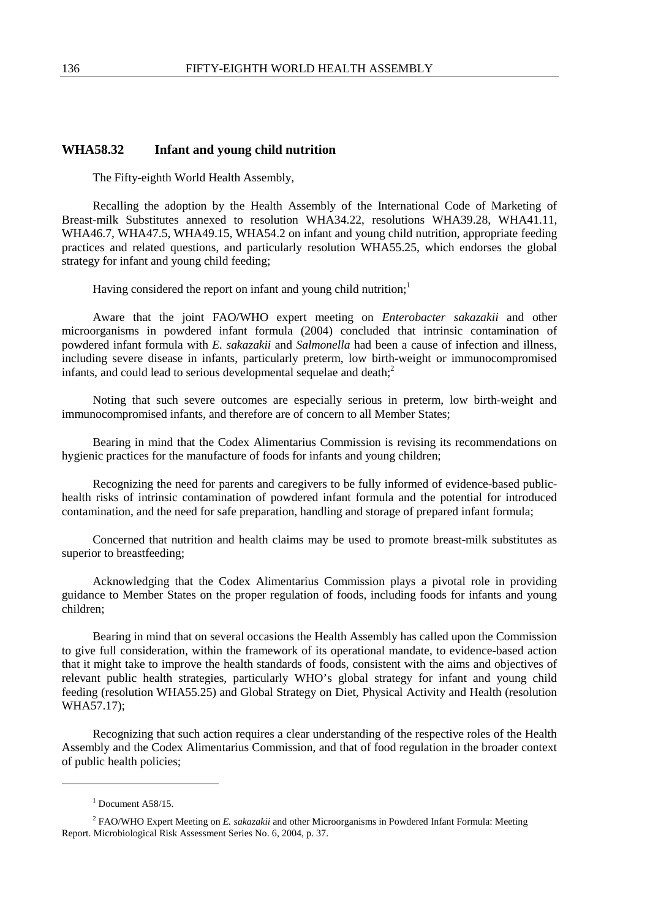## WHA58.32 Infant and young child nutrition

The Fifty-eighth World Health Assembly,

Recalling the adoption by the Health Assembly of the International Code of Marketing of Breast-milk Substitutes annexed to resolution WHA34.22, resolutions WHA39.28, WHA41.11, WHA46.7, WHA47.5, WHA49.15, WHA54.2 on infant and young child nutrition, appropriate feeding practices and related questions, and particularly resolution WHA55.25, which endorses the global strategy for infant and young child feeding;

Having considered the report on infant and young child nutrition;[1]

Aware that the joint FAO/WHO expert meeting on *Enterobacter sakazakii* and other microorganisms in powdered infant formula (2004) concluded that intrinsic contamination of powdered infant formula with *E. sakazakii* and *Salmonella* had been a cause of infection and illness, including severe disease in infants, particularly preterm, low birth-weight or immunocompromised infants, and could lead to serious developmental sequelae and death;[2]

Noting that such severe outcomes are especially serious in preterm, low birth-weight and immunocompromised infants, and therefore are of concern to all Member States;

Bearing in mind that the Codex Alimentarius Commission is revising its recommendations on hygienic practices for the manufacture of foods for infants and young children;

Recognizing the need for parents and caregivers to be fully informed of evidence-based public-health risks of intrinsic contamination of powdered infant formula and the potential for introduced contamination, and the need for safe preparation, handling and storage of prepared infant formula;

Concerned that nutrition and health claims may be used to promote breast-milk substitutes as superior to breastfeeding;

Acknowledging that the Codex Alimentarius Commission plays a pivotal role in providing guidance to Member States on the proper regulation of foods, including foods for infants and young children;

Bearing in mind that on several occasions the Health Assembly has called upon the Commission to give full consideration, within the framework of its operational mandate, to evidence-based action that it might take to improve the health standards of foods, consistent with the aims and objectives of relevant public health strategies, particularly WHO's global strategy for infant and young child feeding (resolution WHA55.25) and Global Strategy on Diet, Physical Activity and Health (resolution WHA57.17);

Recognizing that such action requires a clear understanding of the respective roles of the Health Assembly and the Codex Alimentarius Commission, and that of food regulation in the broader context of public health policies;

---

[1] Document A58/15.

[2] FAO/WHO Expert Meeting on *E. sakazakii* and other Microorganisms in Powdered Infant Formula: Meeting Report. Microbiological Risk Assessment Series No. 6, 2004, p. 37.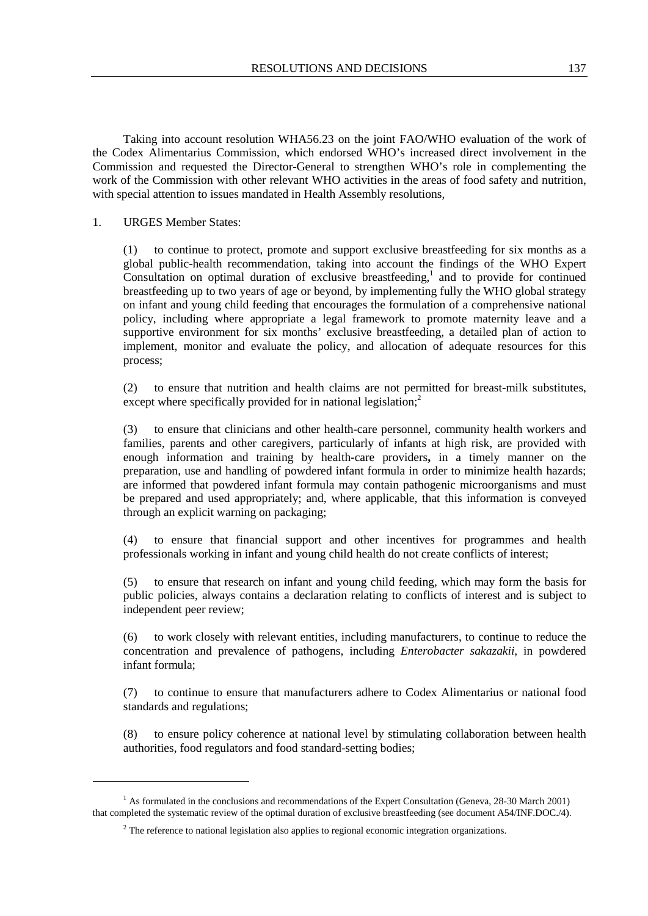Taking into account resolution WHA56.23 on the joint FAO/WHO evaluation of the work of the Codex Alimentarius Commission, which endorsed WHO's increased direct involvement in the Commission and requested the Director-General to strengthen WHO's role in complementing the work of the Commission with other relevant WHO activities in the areas of food safety and nutrition, with special attention to issues mandated in Health Assembly resolutions,

1. URGES Member States:

(1) to continue to protect, promote and support exclusive breastfeeding for six months as a global public-health recommendation, taking into account the findings of the WHO Expert Consultation on optimal duration of exclusive breastfeeding,[1] and to provide for continued breastfeeding up to two years of age or beyond, by implementing fully the WHO global strategy on infant and young child feeding that encourages the formulation of a comprehensive national policy, including where appropriate a legal framework to promote maternity leave and a supportive environment for six months' exclusive breastfeeding, a detailed plan of action to implement, monitor and evaluate the policy, and allocation of adequate resources for this process;

(2) to ensure that nutrition and health claims are not permitted for breast-milk substitutes, except where specifically provided for in national legislation;[2]

(3) to ensure that clinicians and other health-care personnel, community health workers and families, parents and other caregivers, particularly of infants at high risk, are provided with enough information and training by health-care providers**,** in a timely manner on the preparation, use and handling of powdered infant formula in order to minimize health hazards; are informed that powdered infant formula may contain pathogenic microorganisms and must be prepared and used appropriately; and, where applicable, that this information is conveyed through an explicit warning on packaging;

(4) to ensure that financial support and other incentives for programmes and health professionals working in infant and young child health do not create conflicts of interest;

(5) to ensure that research on infant and young child feeding, which may form the basis for public policies, always contains a declaration relating to conflicts of interest and is subject to independent peer review;

(6) to work closely with relevant entities, including manufacturers, to continue to reduce the concentration and prevalence of pathogens, including *Enterobacter sakazakii*, in powdered infant formula;

(7) to continue to ensure that manufacturers adhere to Codex Alimentarius or national food standards and regulations;

(8) to ensure policy coherence at national level by stimulating collaboration between health authorities, food regulators and food standard-setting bodies;

---

[1] As formulated in the conclusions and recommendations of the Expert Consultation (Geneva, 28-30 March 2001) that completed the systematic review of the optimal duration of exclusive breastfeeding (see document A54/INF.DOC./4).

[2] The reference to national legislation also applies to regional economic integration organizations.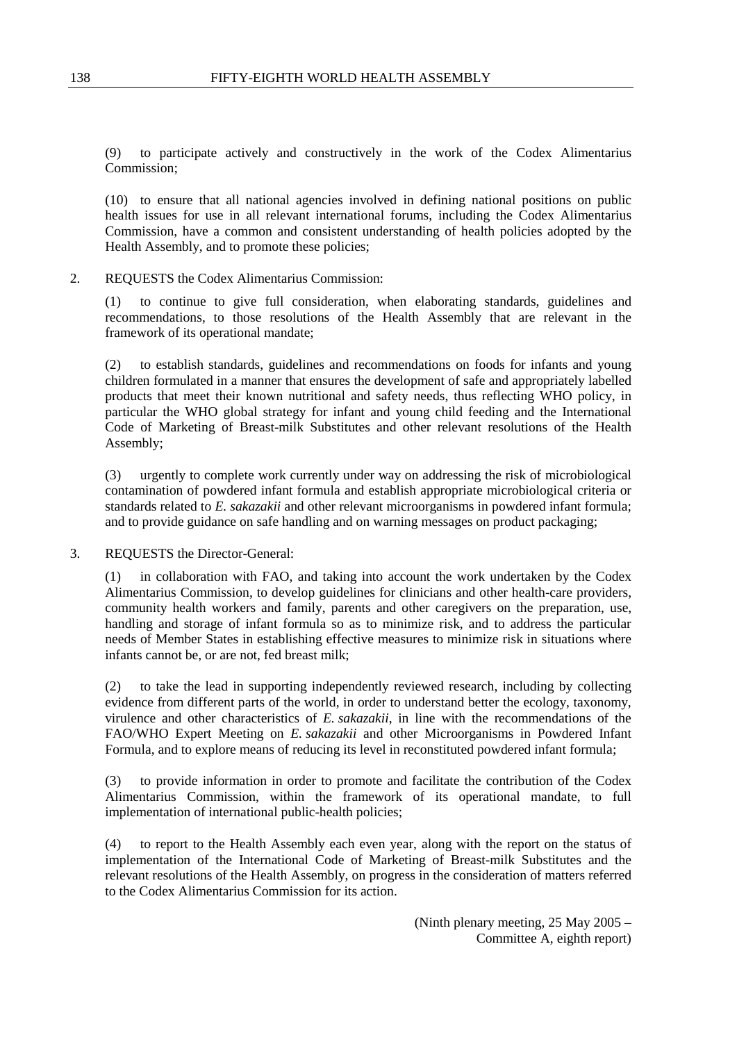(9) to participate actively and constructively in the work of the Codex Alimentarius Commission;

(10) to ensure that all national agencies involved in defining national positions on public health issues for use in all relevant international forums, including the Codex Alimentarius Commission, have a common and consistent understanding of health policies adopted by the Health Assembly, and to promote these policies;

2. REQUESTS the Codex Alimentarius Commission:

(1) to continue to give full consideration, when elaborating standards, guidelines and recommendations, to those resolutions of the Health Assembly that are relevant in the framework of its operational mandate;

(2) to establish standards, guidelines and recommendations on foods for infants and young children formulated in a manner that ensures the development of safe and appropriately labelled products that meet their known nutritional and safety needs, thus reflecting WHO policy, in particular the WHO global strategy for infant and young child feeding and the International Code of Marketing of Breast-milk Substitutes and other relevant resolutions of the Health Assembly;

(3) urgently to complete work currently under way on addressing the risk of microbiological contamination of powdered infant formula and establish appropriate microbiological criteria or standards related to *E. sakazakii* and other relevant microorganisms in powdered infant formula; and to provide guidance on safe handling and on warning messages on product packaging;

3. REQUESTS the Director-General:

(1) in collaboration with FAO, and taking into account the work undertaken by the Codex Alimentarius Commission, to develop guidelines for clinicians and other health-care providers, community health workers and family, parents and other caregivers on the preparation, use, handling and storage of infant formula so as to minimize risk, and to address the particular needs of Member States in establishing effective measures to minimize risk in situations where infants cannot be, or are not, fed breast milk;

(2) to take the lead in supporting independently reviewed research, including by collecting evidence from different parts of the world, in order to understand better the ecology, taxonomy, virulence and other characteristics of *E. sakazakii*, in line with the recommendations of the FAO/WHO Expert Meeting on *E. sakazakii* and other Microorganisms in Powdered Infant Formula, and to explore means of reducing its level in reconstituted powdered infant formula;

(3) to provide information in order to promote and facilitate the contribution of the Codex Alimentarius Commission, within the framework of its operational mandate, to full implementation of international public-health policies;

(4) to report to the Health Assembly each even year, along with the report on the status of implementation of the International Code of Marketing of Breast-milk Substitutes and the relevant resolutions of the Health Assembly, on progress in the consideration of matters referred to the Codex Alimentarius Commission for its action.

(Ninth plenary meeting, 25 May 2005 –
Committee A, eighth report)